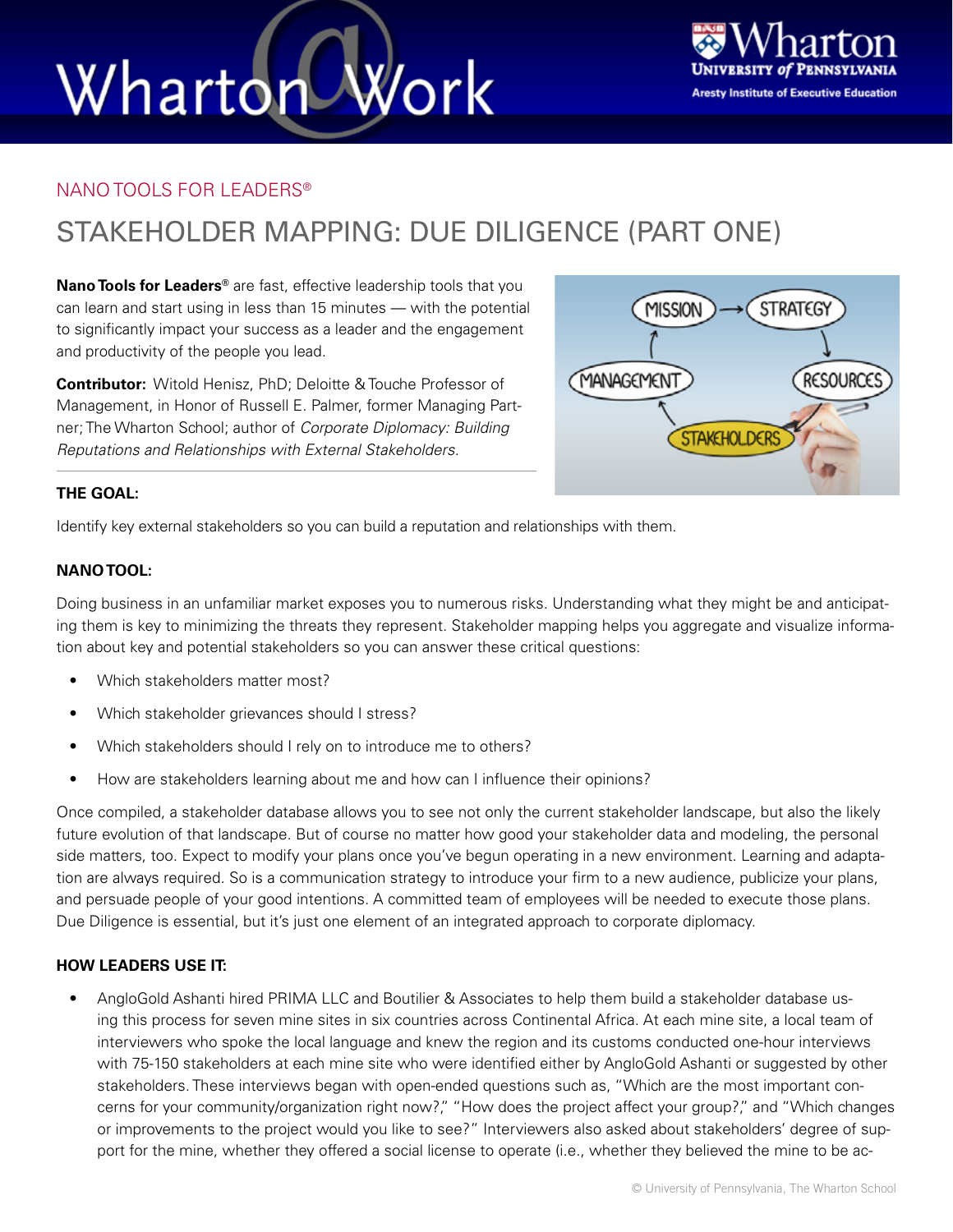NANO TOOLS FOR LEADERS®

# STAKEHOLDER MAPPING: DUE DILIGENCE (PART ONE)

**Nano Tools for Leaders®** are fast, effective leadership tools that you can learn and start using in less than 15 minutes — with the potential to significantly impact your success as a leader and the engagement and productivity of the people you lead.

**Contributor:** Witold Henisz, PhD; Deloitte & Touche Professor of Management, in Honor of Russell E. Palmer, former Managing Partner; The Wharton School; author of *Corporate Diplomacy: Building Reputations and Relationships with External Stakeholders.*

**THE GOAL:**

Identify key external stakeholders so you can build a reputation and relationships with them.

**NANO TOOL:**

Doing business in an unfamiliar market exposes you to numerous risks. Understanding what they might be and anticipating them is key to minimizing the threats they represent. Stakeholder mapping helps you aggregate and visualize information about key and potential stakeholders so you can answer these critical questions:

- Which stakeholders matter most?
- Which stakeholder grievances should I stress?
- Which stakeholders should I rely on to introduce me to others?
- How are stakeholders learning about me and how can I influence their opinions?

Once compiled, a stakeholder database allows you to see not only the current stakeholder landscape, but also the likely future evolution of that landscape. But of course no matter how good your stakeholder data and modeling, the personal side matters, too. Expect to modify your plans once you've begun operating in a new environment. Learning and adaptation are always required. So is a communication strategy to introduce your firm to a new audience, publicize your plans, and persuade people of your good intentions. A committed team of employees will be needed to execute those plans. Due Diligence is essential, but it's just one element of an integrated approach to corporate diplomacy.

**HOW LEADERS USE IT:**

- AngloGold Ashanti hired PRIMA LLC and Boutilier & Associates to help them build a stakeholder database using this process for seven mine sites in six countries across Continental Africa. At each mine site, a local team of interviewers who spoke the local language and knew the region and its customs conducted one-hour interviews with 75-150 stakeholders at each mine site who were identified either by AngloGold Ashanti or suggested by other stakeholders. These interviews began with open-ended questions such as, "Which are the most important concerns for your community/organization right now?," "How does the project affect your group?," and "Which changes or improvements to the project would you like to see?" Interviewers also asked about stakeholders' degree of support for the mine, whether they offered a social license to operate (i.e., whether they believed the mine to be ac-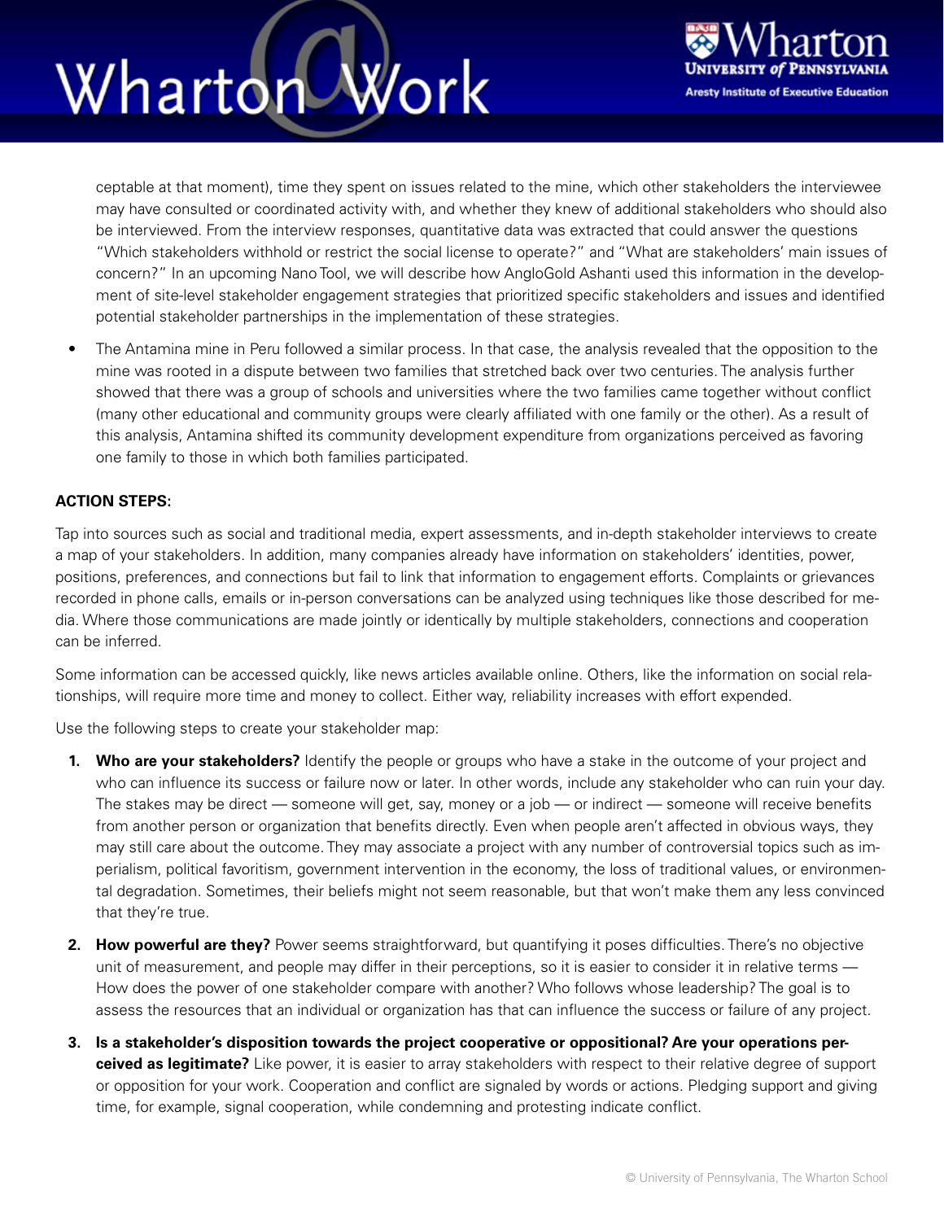ceptable at that moment), time they spent on issues related to the mine, which other stakeholders the interviewee may have consulted or coordinated activity with, and whether they knew of additional stakeholders who should also be interviewed. From the interview responses, quantitative data was extracted that could answer the questions "Which stakeholders withhold or restrict the social license to operate?" and "What are stakeholders' main issues of concern?" In an upcoming Nano Tool, we will describe how AngloGold Ashanti used this information in the development of site-level stakeholder engagement strategies that prioritized specific stakeholders and issues and identified potential stakeholder partnerships in the implementation of these strategies.

- The Antamina mine in Peru followed a similar process. In that case, the analysis revealed that the opposition to the mine was rooted in a dispute between two families that stretched back over two centuries. The analysis further showed that there was a group of schools and universities where the two families came together without conflict (many other educational and community groups were clearly affiliated with one family or the other). As a result of this analysis, Antamina shifted its community development expenditure from organizations perceived as favoring one family to those in which both families participated.

**ACTION STEPS:**

Tap into sources such as social and traditional media, expert assessments, and in-depth stakeholder interviews to create a map of your stakeholders. In addition, many companies already have information on stakeholders' identities, power, positions, preferences, and connections but fail to link that information to engagement efforts. Complaints or grievances recorded in phone calls, emails or in-person conversations can be analyzed using techniques like those described for media. Where those communications are made jointly or identically by multiple stakeholders, connections and cooperation can be inferred.

Some information can be accessed quickly, like news articles available online. Others, like the information on social relationships, will require more time and money to collect. Either way, reliability increases with effort expended.

Use the following steps to create your stakeholder map:

1. **Who are your stakeholders?** Identify the people or groups who have a stake in the outcome of your project and who can influence its success or failure now or later. In other words, include any stakeholder who can ruin your day. The stakes may be direct — someone will get, say, money or a job — or indirect — someone will receive benefits from another person or organization that benefits directly. Even when people aren't affected in obvious ways, they may still care about the outcome. They may associate a project with any number of controversial topics such as imperialism, political favoritism, government intervention in the economy, the loss of traditional values, or environmental degradation. Sometimes, their beliefs might not seem reasonable, but that won't make them any less convinced that they're true.

2. **How powerful are they?** Power seems straightforward, but quantifying it poses difficulties. There's no objective unit of measurement, and people may differ in their perceptions, so it is easier to consider it in relative terms — How does the power of one stakeholder compare with another? Who follows whose leadership? The goal is to assess the resources that an individual or organization has that can influence the success or failure of any project.

3. **Is a stakeholder's disposition towards the project cooperative or oppositional? Are your operations perceived as legitimate?** Like power, it is easier to array stakeholders with respect to their relative degree of support or opposition for your work. Cooperation and conflict are signaled by words or actions. Pledging support and giving time, for example, signal cooperation, while condemning and protesting indicate conflict.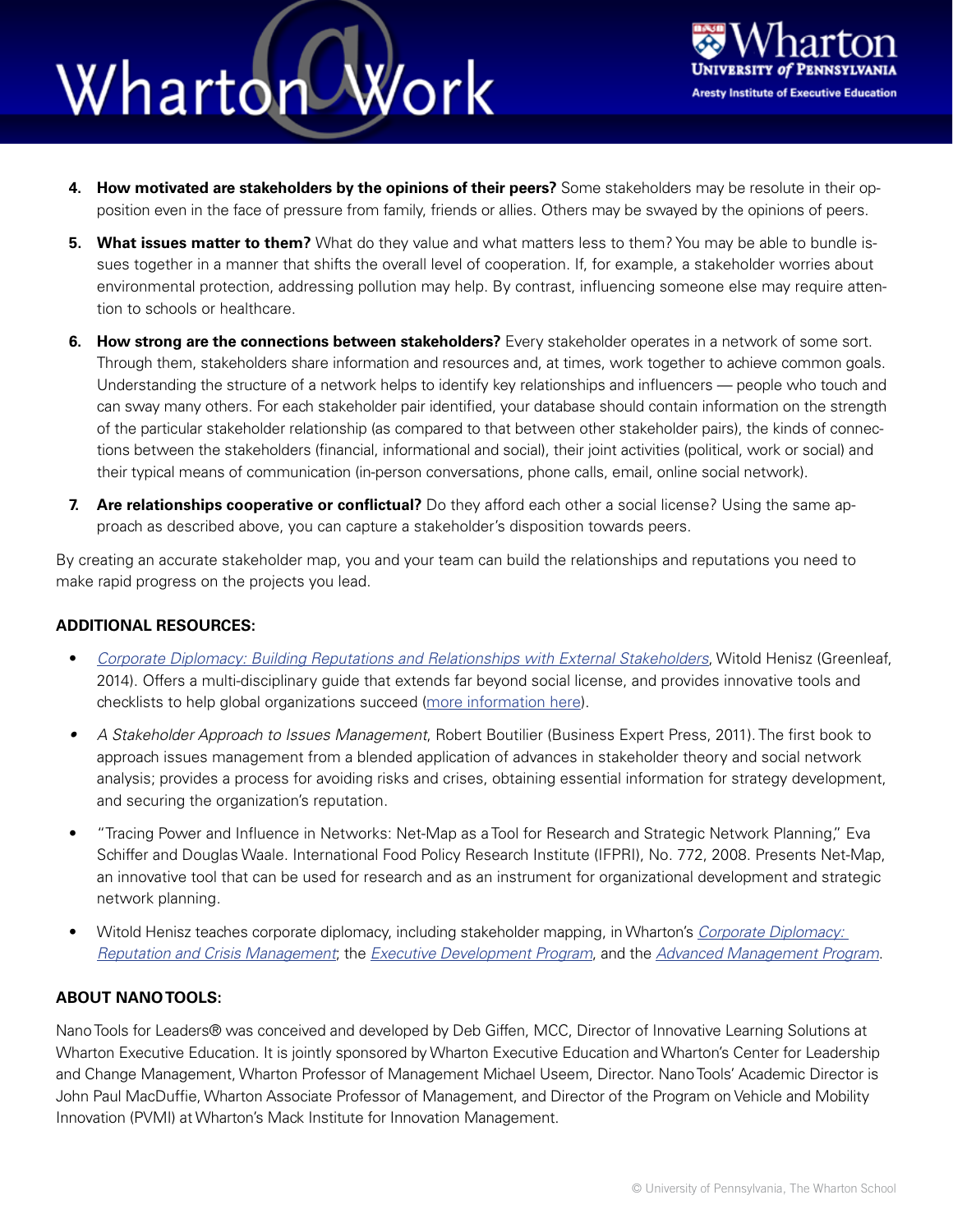4. **How motivated are stakeholders by the opinions of their peers?** Some stakeholders may be resolute in their opposition even in the face of pressure from family, friends or allies. Others may be swayed by the opinions of peers.

5. **What issues matter to them?** What do they value and what matters less to them? You may be able to bundle issues together in a manner that shifts the overall level of cooperation. If, for example, a stakeholder worries about environmental protection, addressing pollution may help. By contrast, influencing someone else may require attention to schools or healthcare.

6. **How strong are the connections between stakeholders?** Every stakeholder operates in a network of some sort. Through them, stakeholders share information and resources and, at times, work together to achieve common goals. Understanding the structure of a network helps to identify key relationships and influencers — people who touch and can sway many others. For each stakeholder pair identified, your database should contain information on the strength of the particular stakeholder relationship (as compared to that between other stakeholder pairs), the kinds of connections between the stakeholders (financial, informational and social), their joint activities (political, work or social) and their typical means of communication (in-person conversations, phone calls, email, online social network).

7. **Are relationships cooperative or conflictual?** Do they afford each other a social license? Using the same approach as described above, you can capture a stakeholder's disposition towards peers.

By creating an accurate stakeholder map, you and your team can build the relationships and reputations you need to make rapid progress on the projects you lead.

**ADDITIONAL RESOURCES:**

- *Corporate Diplomacy: Building Reputations and Relationships with External Stakeholders*, Witold Henisz (Greenleaf, 2014). Offers a multi-disciplinary guide that extends far beyond social license, and provides innovative tools and checklists to help global organizations succeed (more information here).
- *A Stakeholder Approach to Issues Management*, Robert Boutilier (Business Expert Press, 2011). The first book to approach issues management from a blended application of advances in stakeholder theory and social network analysis; provides a process for avoiding risks and crises, obtaining essential information for strategy development, and securing the organization's reputation.
- "Tracing Power and Influence in Networks: Net-Map as a Tool for Research and Strategic Network Planning," Eva Schiffer and Douglas Waale. International Food Policy Research Institute (IFPRI), No. 772, 2008. Presents Net-Map, an innovative tool that can be used for research and as an instrument for organizational development and strategic network planning.
- Witold Henisz teaches corporate diplomacy, including stakeholder mapping, in Wharton's *Corporate Diplomacy: Reputation and Crisis Management*; the *Executive Development Program*, and the *Advanced Management Program*.

**ABOUT NANO TOOLS:**

Nano Tools for Leaders® was conceived and developed by Deb Giffen, MCC, Director of Innovative Learning Solutions at Wharton Executive Education. It is jointly sponsored by Wharton Executive Education and Wharton's Center for Leadership and Change Management, Wharton Professor of Management Michael Useem, Director. Nano Tools' Academic Director is John Paul MacDuffie, Wharton Associate Professor of Management, and Director of the Program on Vehicle and Mobility Innovation (PVMI) at Wharton's Mack Institute for Innovation Management.